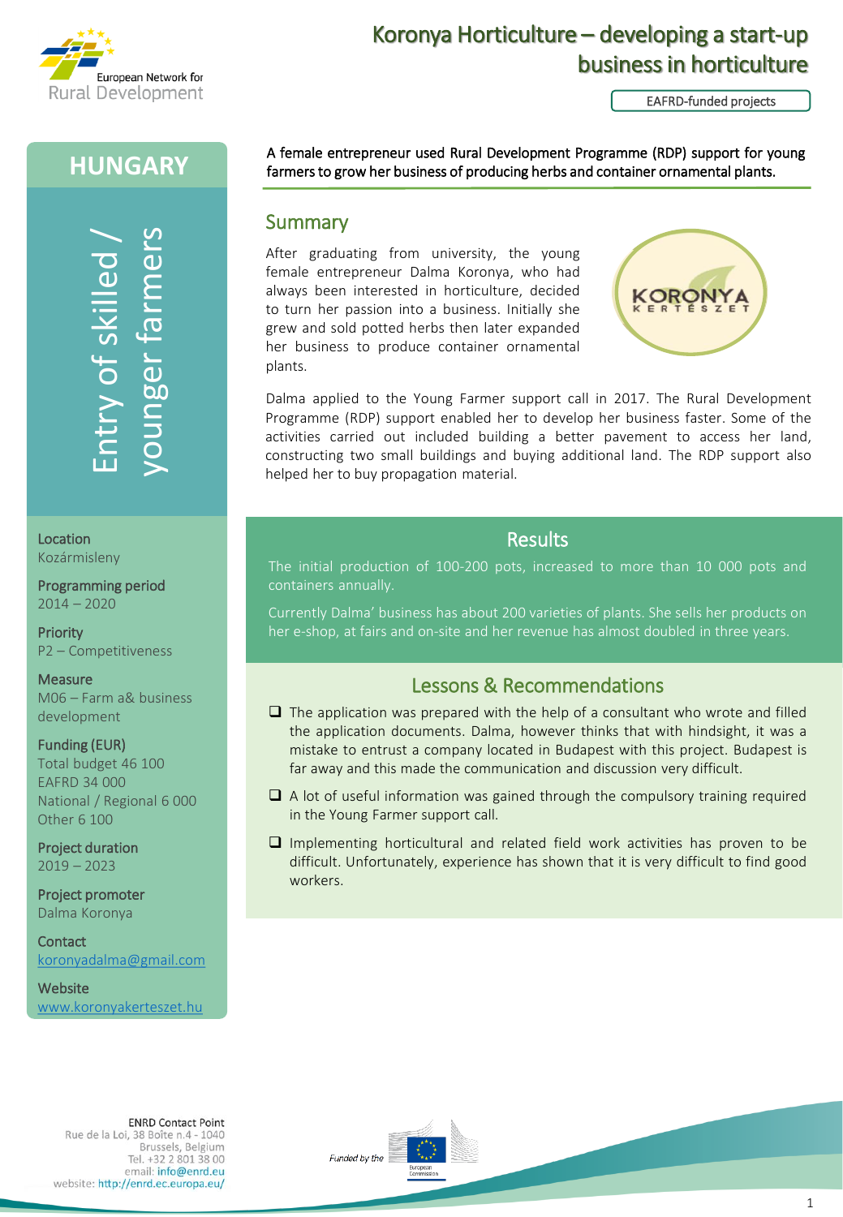# Koronya Horticulture – developing a start-up business in horticulture

EAFRD-funded projects

## HUNGARY

Entry of skilled / younger farmers

**Location**
Kozármisleny

**Programming period**
2014 – 2020

**Priority**
P2 – Competitiveness

**Measure**
M06 – Farm a& business development

**Funding (EUR)**
Total budget 46 100
EAFRD 34 000
National / Regional 6 000
Other 6 100

**Project duration**
2019 – 2023

**Project promoter**
Dalma Koronya

**Contact**
[koronyadalma@gmail.com](mailto:koronyadalma@gmail.com)

**Website**
[www.koronyakerteszet.hu](http://www.koronyakerteszet.hu)

A female entrepreneur used Rural Development Programme (RDP) support for young farmers to grow her business of producing herbs and container ornamental plants.

## Summary

After graduating from university, the young female entrepreneur Dalma Koronya, who had always been interested in horticulture, decided to turn her passion into a business. Initially she grew and sold potted herbs then later expanded her business to produce container ornamental plants.

Dalma applied to the Young Farmer support call in 2017. The Rural Development Programme (RDP) support enabled her to develop her business faster. Some of the activities carried out included building a better pavement to access her land, constructing two small buildings and buying additional land. The RDP support also helped her to buy propagation material.

## Results

The initial production of 100-200 pots, increased to more than 10 000 pots and containers annually.

Currently Dalma' business has about 200 varieties of plants. She sells her products on her e-shop, at fairs and on-site and her revenue has almost doubled in three years.

## Lessons & Recommendations

- The application was prepared with the help of a consultant who wrote and filled the application documents. Dalma, however thinks that with hindsight, it was a mistake to entrust a company located in Budapest with this project. Budapest is far away and this made the communication and discussion very difficult.
- A lot of useful information was gained through the compulsory training required in the Young Farmer support call.
- Implementing horticultural and related field work activities has proven to be difficult. Unfortunately, experience has shown that it is very difficult to find good workers.

ENRD Contact Point
Rue de la Loi, 38 Boîte n.4 - 1040
Brussels, Belgium
Tel. +32 2 801 38 00
email: info@enrd.eu
website: http://enrd.ec.europa.eu/

Funded by the European Commission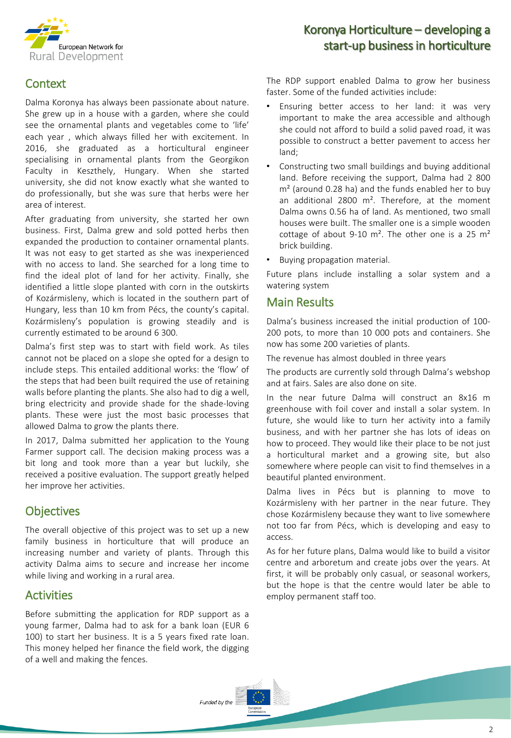## Context

Dalma Koronya has always been passionate about nature. She grew up in a house with a garden, where she could see the ornamental plants and vegetables come to 'life' each year , which always filled her with excitement. In 2016, she graduated as a horticultural engineer specialising in ornamental plants from the Georgikon Faculty in Keszthely, Hungary. When she started university, she did not know exactly what she wanted to do professionally, but she was sure that herbs were her area of interest.

After graduating from university, she started her own business. First, Dalma grew and sold potted herbs then expanded the production to container ornamental plants. It was not easy to get started as she was inexperienced with no access to land. She searched for a long time to find the ideal plot of land for her activity. Finally, she identified a little slope planted with corn in the outskirts of Kozármisleny, which is located in the southern part of Hungary, less than 10 km from Pécs, the county's capital. Kozármisleny's population is growing steadily and is currently estimated to be around 6 300.

Dalma's first step was to start with field work. As tiles cannot not be placed on a slope she opted for a design to include steps. This entailed additional works: the 'flow' of the steps that had been built required the use of retaining walls before planting the plants. She also had to dig a well, bring electricity and provide shade for the shade-loving plants. These were just the most basic processes that allowed Dalma to grow the plants there.

In 2017, Dalma submitted her application to the Young Farmer support call. The decision making process was a bit long and took more than a year but luckily, she received a positive evaluation. The support greatly helped her improve her activities.

## Objectives

The overall objective of this project was to set up a new family business in horticulture that will produce an increasing number and variety of plants. Through this activity Dalma aims to secure and increase her income while living and working in a rural area.

## Activities

Before submitting the application for RDP support as a young farmer, Dalma had to ask for a bank loan (EUR 6 100) to start her business. It is a 5 years fixed rate loan. This money helped her finance the field work, the digging of a well and making the fences.

The RDP support enabled Dalma to grow her business faster. Some of the funded activities include:

- Ensuring better access to her land: it was very important to make the area accessible and although she could not afford to build a solid paved road, it was possible to construct a better pavement to access her land;
- Constructing two small buildings and buying additional land. Before receiving the support, Dalma had 2 800 m² (around 0.28 ha) and the funds enabled her to buy an additional 2800 m². Therefore, at the moment Dalma owns 0.56 ha of land. As mentioned, two small houses were built. The smaller one is a simple wooden cottage of about 9-10 m². The other one is a 25 m² brick building.
- Buying propagation material.

Future plans include installing a solar system and a watering system

## Main Results

Dalma's business increased the initial production of 100-200 pots, to more than 10 000 pots and containers. She now has some 200 varieties of plants.

The revenue has almost doubled in three years

The products are currently sold through Dalma's webshop and at fairs. Sales are also done on site.

In the near future Dalma will construct an 8x16 m greenhouse with foil cover and install a solar system. In future, she would like to turn her activity into a family business, and with her partner she has lots of ideas on how to proceed. They would like their place to be not just a horticultural market and a growing site, but also somewhere where people can visit to find themselves in a beautiful planted environment.

Dalma lives in Pécs but is planning to move to Kozármisleny with her partner in the near future. They chose Kozármisleny because they want to live somewhere not too far from Pécs, which is developing and easy to access.

As for her future plans, Dalma would like to build a visitor centre and arboretum and create jobs over the years. At first, it will be probably only casual, or seasonal workers, but the hope is that the centre would later be able to employ permanent staff too.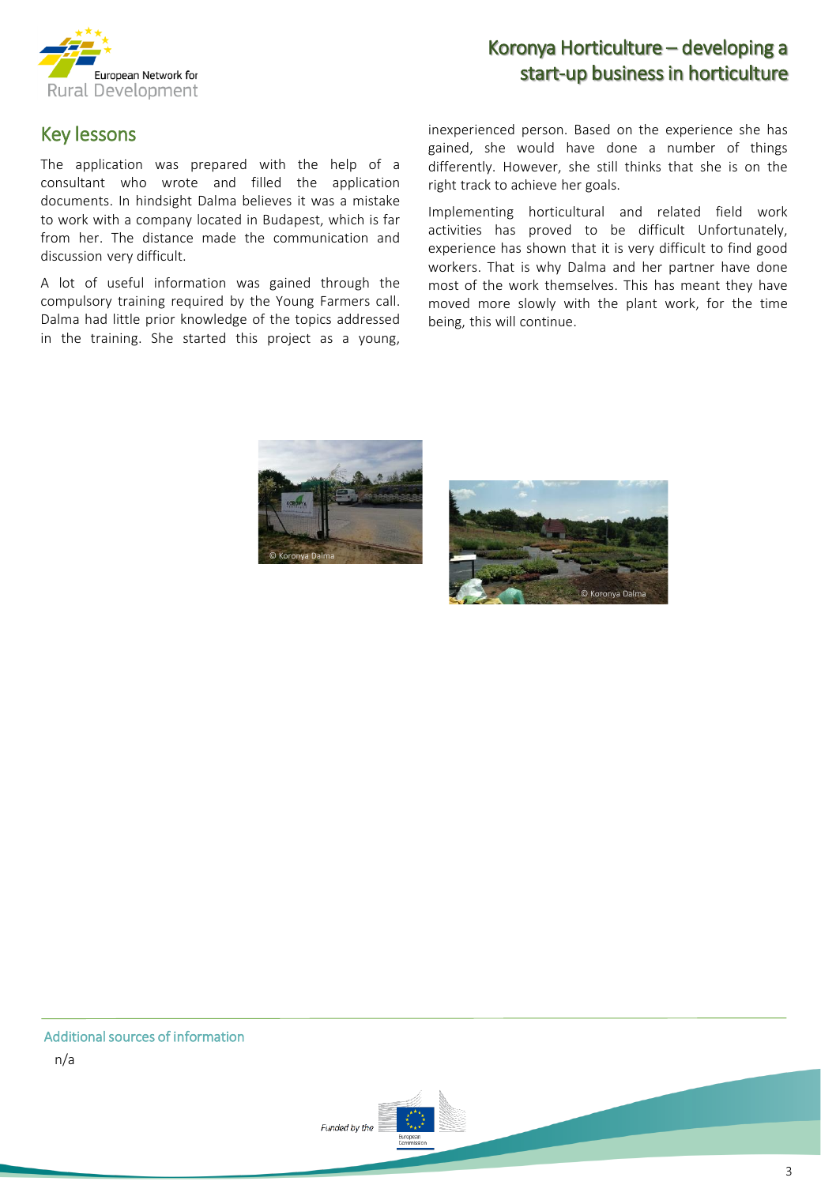## Key lessons

The application was prepared with the help of a consultant who wrote and filled the application documents. In hindsight Dalma believes it was a mistake to work with a company located in Budapest, which is far from her. The distance made the communication and discussion very difficult.

A lot of useful information was gained through the compulsory training required by the Young Farmers call. Dalma had little prior knowledge of the topics addressed in the training. She started this project as a young, inexperienced person. Based on the experience she has gained, she would have done a number of things differently. However, she still thinks that she is on the right track to achieve her goals.

Implementing horticultural and related field work activities has proved to be difficult Unfortunately, experience has shown that it is very difficult to find good workers. That is why Dalma and her partner have done most of the work themselves. This has meant they have moved more slowly with the plant work, for the time being, this will continue.

© Koronya Dalma

© Koronya Dalma

### Additional sources of information

n/a